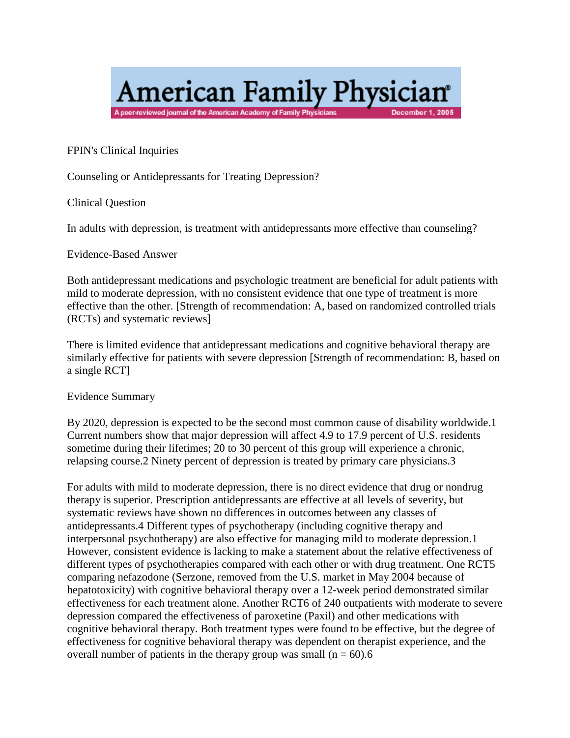# American Family Physician

A peer-reviewed journal of the American Academy of Family Physicians — December 1, 2005

FPIN's Clinical Inquiries

## Counseling or Antidepressants for Treating Depression?

### Clinical Question

In adults with depression, is treatment with antidepressants more effective than counseling?

### Evidence-Based Answer

Both antidepressant medications and psychologic treatment are beneficial for adult patients with mild to moderate depression, with no consistent evidence that one type of treatment is more effective than the other. [Strength of recommendation: A, based on randomized controlled trials (RCTs) and systematic reviews]

There is limited evidence that antidepressant medications and cognitive behavioral therapy are similarly effective for patients with severe depression [Strength of recommendation: B, based on a single RCT]

### Evidence Summary

By 2020, depression is expected to be the second most common cause of disability worldwide.[1] Current numbers show that major depression will affect 4.9 to 17.9 percent of U.S. residents sometime during their lifetimes; 20 to 30 percent of this group will experience a chronic, relapsing course.[2] Ninety percent of depression is treated by primary care physicians.[3]

For adults with mild to moderate depression, there is no direct evidence that drug or nondrug therapy is superior. Prescription antidepressants are effective at all levels of severity, but systematic reviews have shown no differences in outcomes between any classes of antidepressants.[4] Different types of psychotherapy (including cognitive therapy and interpersonal psychotherapy) are also effective for managing mild to moderate depression.[1] However, consistent evidence is lacking to make a statement about the relative effectiveness of different types of psychotherapies compared with each other or with drug treatment. One RCT[5] comparing nefazodone (Serzone, removed from the U.S. market in May 2004 because of hepatotoxicity) with cognitive behavioral therapy over a 12-week period demonstrated similar effectiveness for each treatment alone. Another RCT[6] of 240 outpatients with moderate to severe depression compared the effectiveness of paroxetine (Paxil) and other medications with cognitive behavioral therapy. Both treatment types were found to be effective, but the degree of effectiveness for cognitive behavioral therapy was dependent on therapist experience, and the overall number of patients in the therapy group was small ($n = 60$).[6]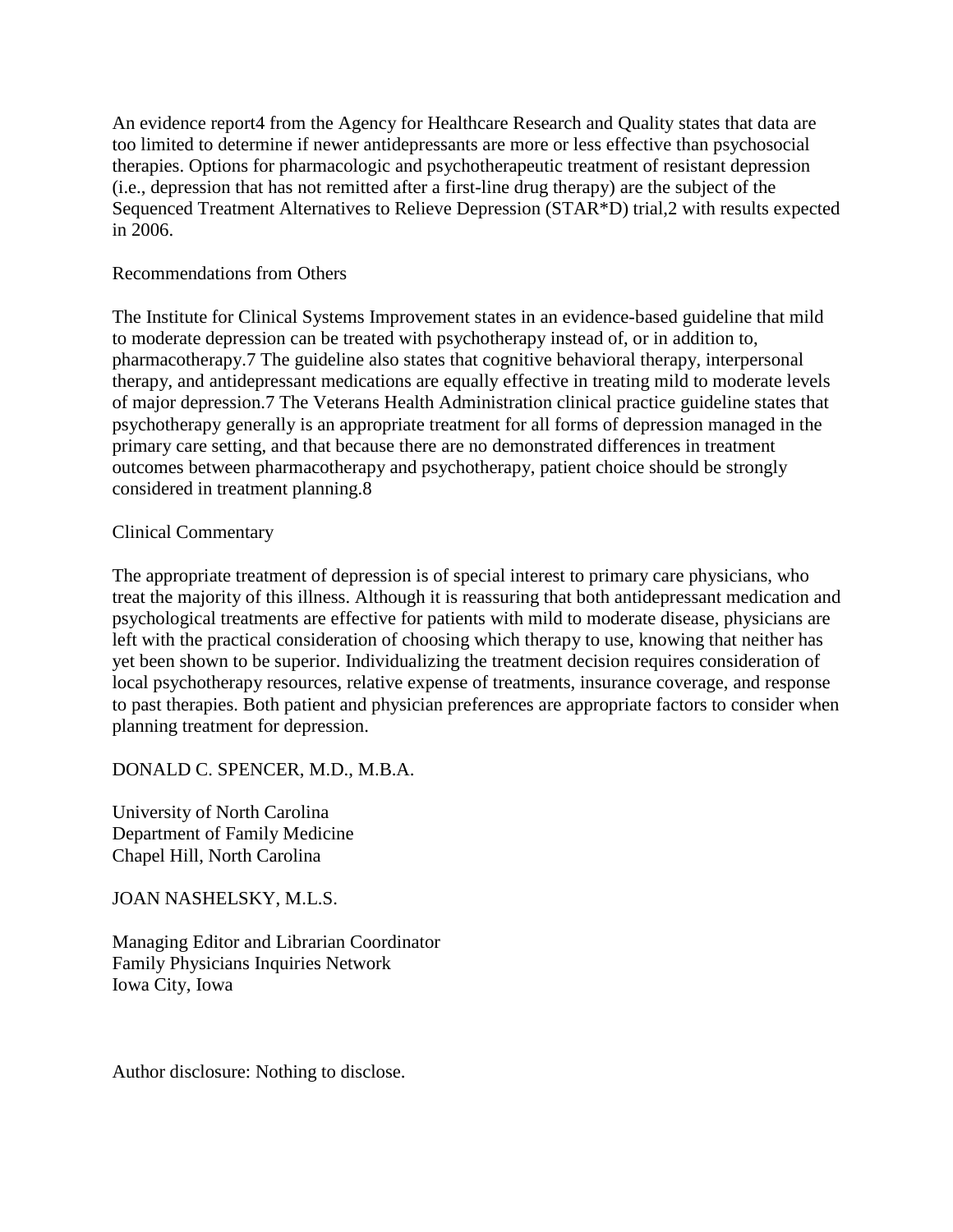An evidence report[4] from the Agency for Healthcare Research and Quality states that data are too limited to determine if newer antidepressants are more or less effective than psychosocial therapies. Options for pharmacologic and psychotherapeutic treatment of resistant depression (i.e., depression that has not remitted after a first-line drug therapy) are the subject of the Sequenced Treatment Alternatives to Relieve Depression (STAR*D) trial,[2] with results expected in 2006.

## Recommendations from Others

The Institute for Clinical Systems Improvement states in an evidence-based guideline that mild to moderate depression can be treated with psychotherapy instead of, or in addition to, pharmacotherapy.[7] The guideline also states that cognitive behavioral therapy, interpersonal therapy, and antidepressant medications are equally effective in treating mild to moderate levels of major depression.[7] The Veterans Health Administration clinical practice guideline states that psychotherapy generally is an appropriate treatment for all forms of depression managed in the primary care setting, and that because there are no demonstrated differences in treatment outcomes between pharmacotherapy and psychotherapy, patient choice should be strongly considered in treatment planning.[8]

## Clinical Commentary

The appropriate treatment of depression is of special interest to primary care physicians, who treat the majority of this illness. Although it is reassuring that both antidepressant medication and psychological treatments are effective for patients with mild to moderate disease, physicians are left with the practical consideration of choosing which therapy to use, knowing that neither has yet been shown to be superior. Individualizing the treatment decision requires consideration of local psychotherapy resources, relative expense of treatments, insurance coverage, and response to past therapies. Both patient and physician preferences are appropriate factors to consider when planning treatment for depression.

DONALD C. SPENCER, M.D., M.B.A.

University of North Carolina
Department of Family Medicine
Chapel Hill, North Carolina

JOAN NASHELSKY, M.L.S.

Managing Editor and Librarian Coordinator
Family Physicians Inquiries Network
Iowa City, Iowa

Author disclosure: Nothing to disclose.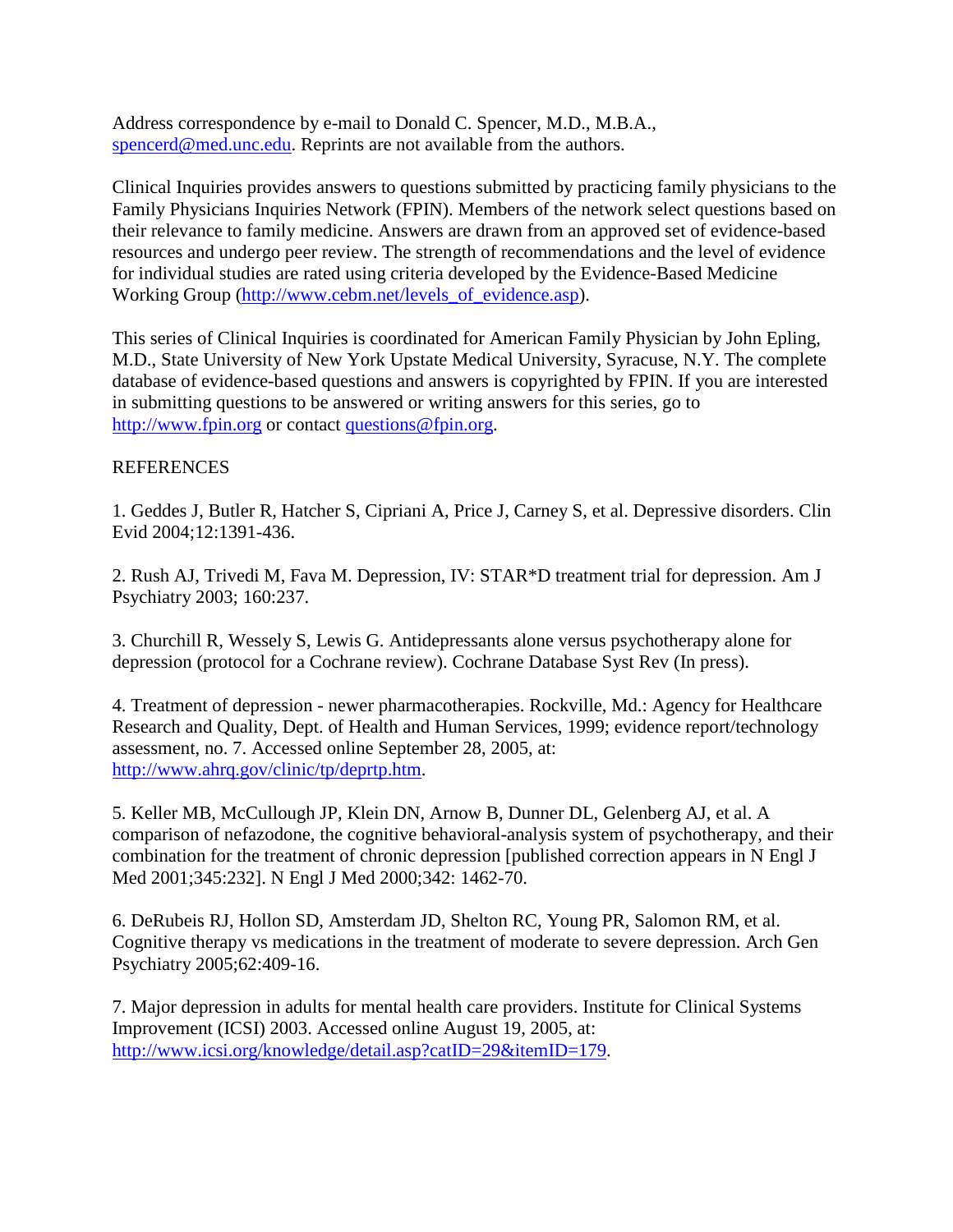Address correspondence by e-mail to Donald C. Spencer, M.D., M.B.A., spencerd@med.unc.edu. Reprints are not available from the authors.

Clinical Inquiries provides answers to questions submitted by practicing family physicians to the Family Physicians Inquiries Network (FPIN). Members of the network select questions based on their relevance to family medicine. Answers are drawn from an approved set of evidence-based resources and undergo peer review. The strength of recommendations and the level of evidence for individual studies are rated using criteria developed by the Evidence-Based Medicine Working Group (http://www.cebm.net/levels_of_evidence.asp).

This series of Clinical Inquiries is coordinated for American Family Physician by John Epling, M.D., State University of New York Upstate Medical University, Syracuse, N.Y. The complete database of evidence-based questions and answers is copyrighted by FPIN. If you are interested in submitting questions to be answered or writing answers for this series, go to http://www.fpin.org or contact questions@fpin.org.

REFERENCES

1. Geddes J, Butler R, Hatcher S, Cipriani A, Price J, Carney S, et al. Depressive disorders. Clin Evid 2004;12:1391-436.

2. Rush AJ, Trivedi M, Fava M. Depression, IV: STAR*D treatment trial for depression. Am J Psychiatry 2003; 160:237.

3. Churchill R, Wessely S, Lewis G. Antidepressants alone versus psychotherapy alone for depression (protocol for a Cochrane review). Cochrane Database Syst Rev (In press).

4. Treatment of depression - newer pharmacotherapies. Rockville, Md.: Agency for Healthcare Research and Quality, Dept. of Health and Human Services, 1999; evidence report/technology assessment, no. 7. Accessed online September 28, 2005, at: http://www.ahrq.gov/clinic/tp/deprtp.htm.

5. Keller MB, McCullough JP, Klein DN, Arnow B, Dunner DL, Gelenberg AJ, et al. A comparison of nefazodone, the cognitive behavioral-analysis system of psychotherapy, and their combination for the treatment of chronic depression [published correction appears in N Engl J Med 2001;345:232]. N Engl J Med 2000;342: 1462-70.

6. DeRubeis RJ, Hollon SD, Amsterdam JD, Shelton RC, Young PR, Salomon RM, et al. Cognitive therapy vs medications in the treatment of moderate to severe depression. Arch Gen Psychiatry 2005;62:409-16.

7. Major depression in adults for mental health care providers. Institute for Clinical Systems Improvement (ICSI) 2003. Accessed online August 19, 2005, at: http://www.icsi.org/knowledge/detail.asp?catID=29&itemID=179.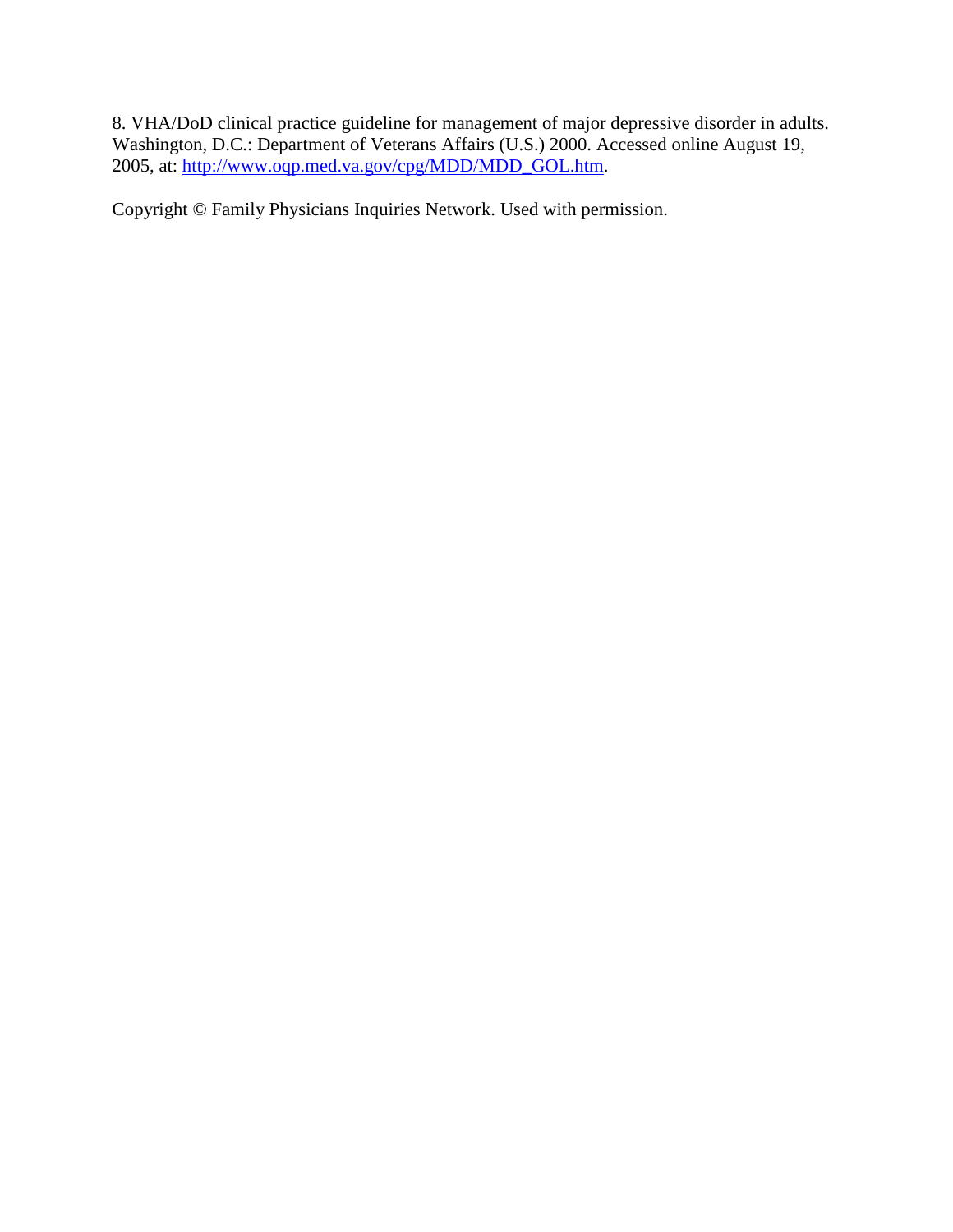8. VHA/DoD clinical practice guideline for management of major depressive disorder in adults. Washington, D.C.: Department of Veterans Affairs (U.S.) 2000. Accessed online August 19, 2005, at: http://www.oqp.med.va.gov/cpg/MDD/MDD_GOL.htm.

Copyright © Family Physicians Inquiries Network. Used with permission.